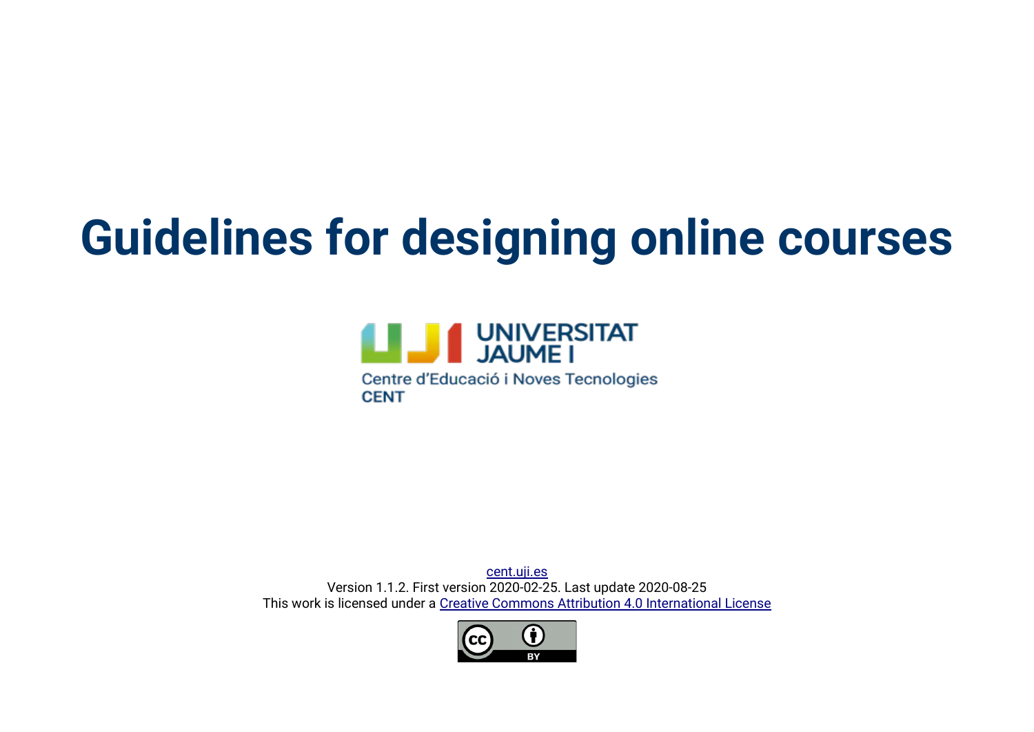# Guidelines for designing online courses

UNIVERSITAT JAUME I

Centre d'Educació i Noves Tecnologies

CENT

cent.uji.es

Version 1.1.2. First version 2020-02-25. Last update 2020-08-25

This work is licensed under a Creative Commons Attribution 4.0 International License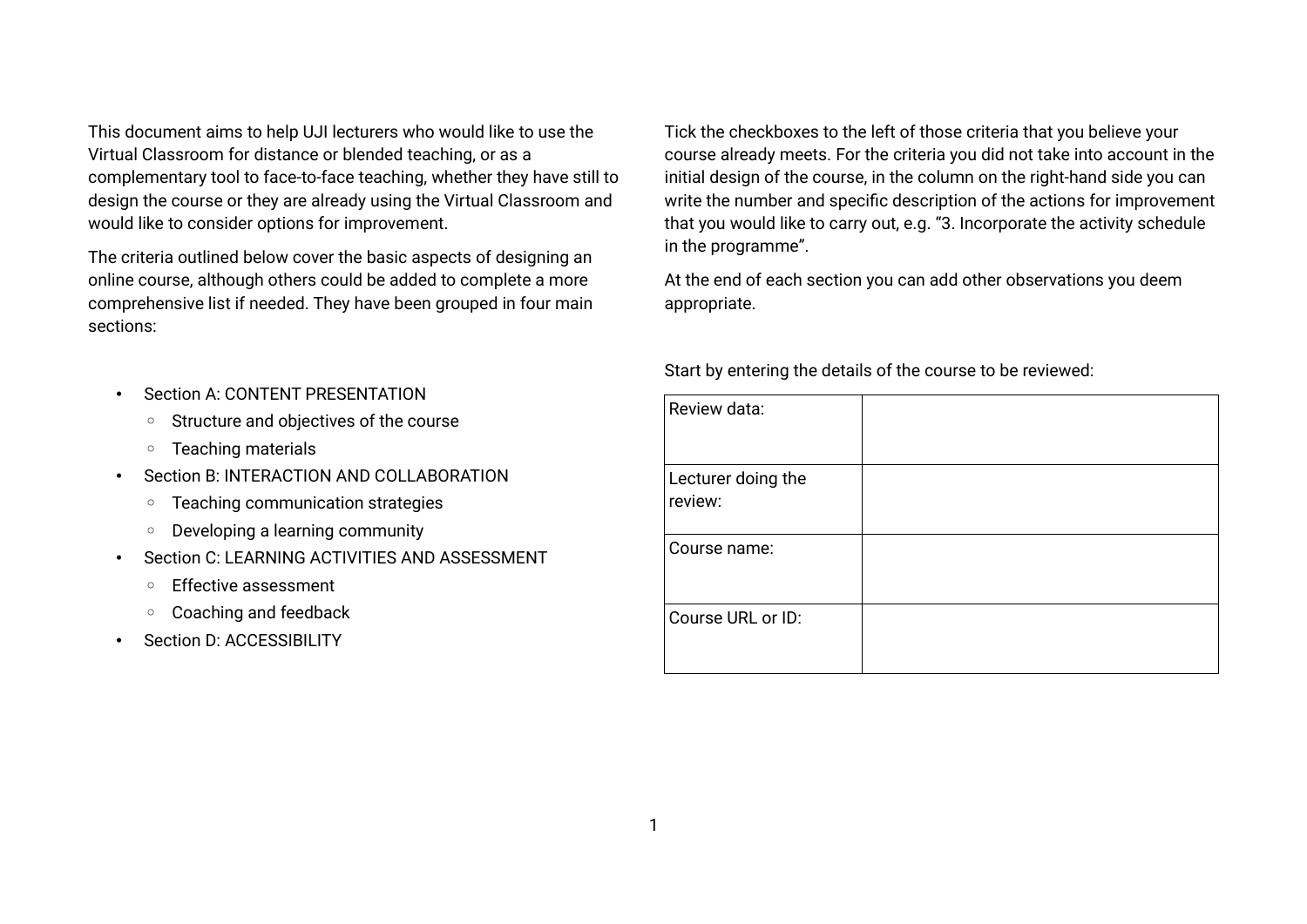This document aims to help UJI lecturers who would like to use the Virtual Classroom for distance or blended teaching, or as a complementary tool to face-to-face teaching, whether they have still to design the course or they are already using the Virtual Classroom and would like to consider options for improvement.

The criteria outlined below cover the basic aspects of designing an online course, although others could be added to complete a more comprehensive list if needed. They have been grouped in four main sections:

- Section A: CONTENT PRESENTATION
  - Structure and objectives of the course
  - Teaching materials
- Section B: INTERACTION AND COLLABORATION
  - Teaching communication strategies
  - Developing a learning community
- Section C: LEARNING ACTIVITIES AND ASSESSMENT
  - Effective assessment
  - Coaching and feedback
- Section D: ACCESSIBILITY

Tick the checkboxes to the left of those criteria that you believe your course already meets. For the criteria you did not take into account in the initial design of the course, in the column on the right-hand side you can write the number and specific description of the actions for improvement that you would like to carry out, e.g. "3. Incorporate the activity schedule in the programme".

At the end of each section you can add other observations you deem appropriate.

Start by entering the details of the course to be reviewed:

| | |
|---|---|
| Review data: | |
| Lecturer doing the review: | |
| Course name: | |
| Course URL or ID: | |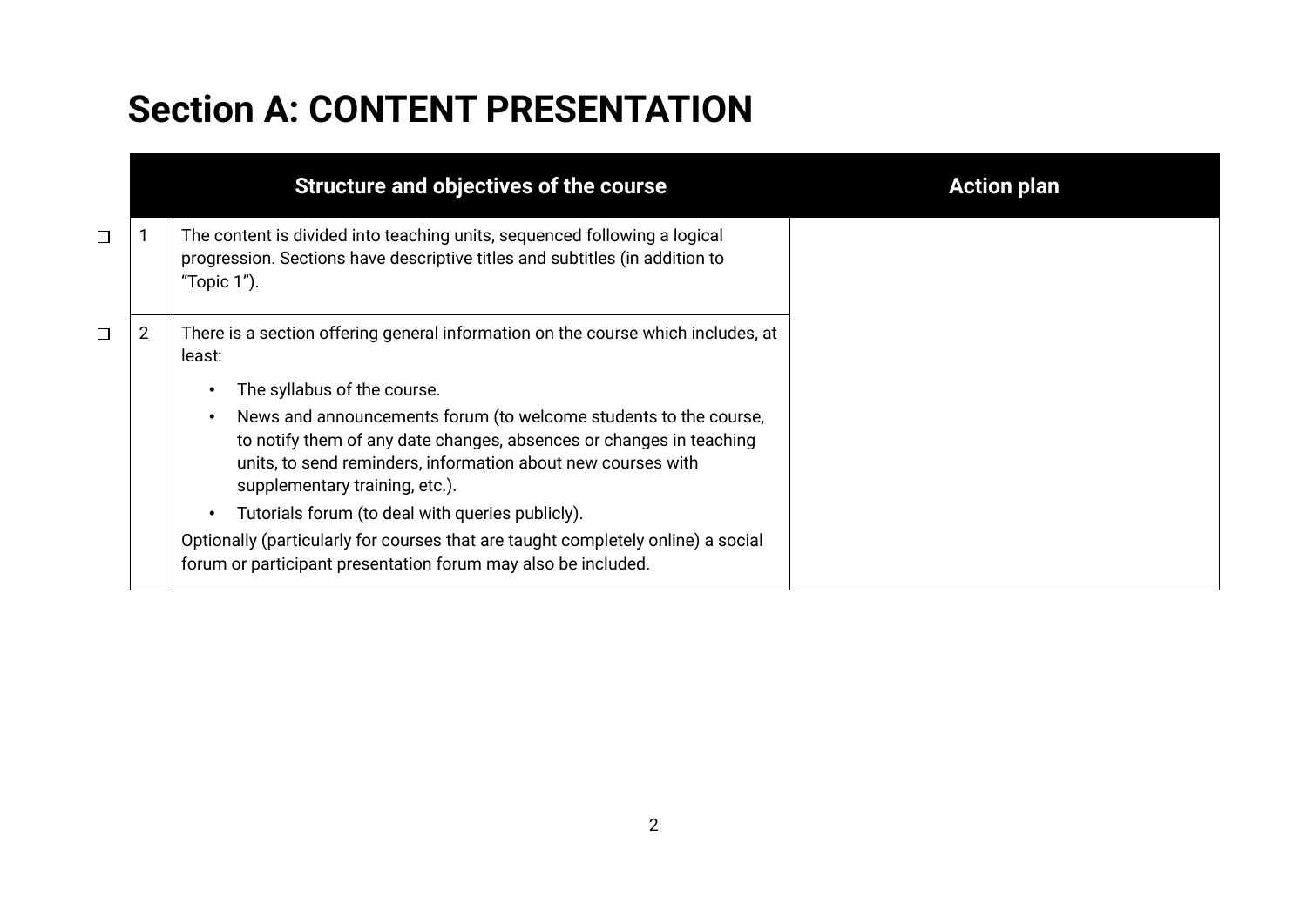# Section A: CONTENT PRESENTATION

| | | Structure and objectives of the course | Action plan |
|---|---|---|---|
| ☐ | 1 | The content is divided into teaching units, sequenced following a logical progression. Sections have descriptive titles and subtitles (in addition to "Topic 1"). | |
| ☐ | 2 | There is a section offering general information on the course which includes, at least:<br>• The syllabus of the course.<br>• News and announcements forum (to welcome students to the course, to notify them of any date changes, absences or changes in teaching units, to send reminders, information about new courses with supplementary training, etc.).<br>• Tutorials forum (to deal with queries publicly).<br>Optionally (particularly for courses that are taught completely online) a social forum or participant presentation forum may also be included. | |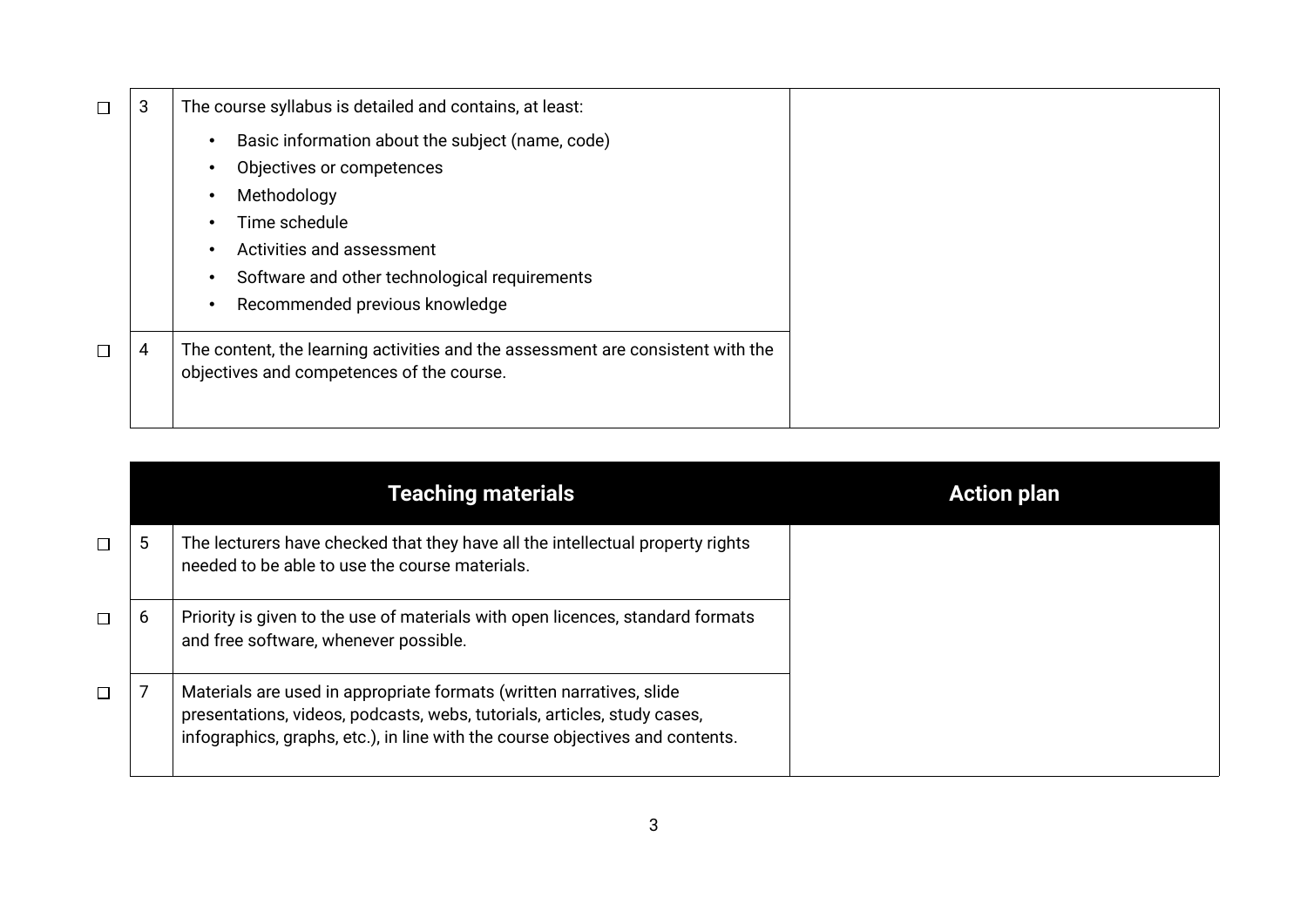| | | | |
|---|---|---|---|
| ☐ | 3 | The course syllabus is detailed and contains, at least:<br>• Basic information about the subject (name, code)<br>• Objectives or competences<br>• Methodology<br>• Time schedule<br>• Activities and assessment<br>• Software and other technological requirements<br>• Recommended previous knowledge | |
| ☐ | 4 | The content, the learning activities and the assessment are consistent with the objectives and competences of the course. | |

| | | **Teaching materials** | **Action plan** |
|---|---|---|---|
| ☐ | 5 | The lecturers have checked that they have all the intellectual property rights needed to be able to use the course materials. | |
| ☐ | 6 | Priority is given to the use of materials with open licences, standard formats and free software, whenever possible. | |
| ☐ | 7 | Materials are used in appropriate formats (written narratives, slide presentations, videos, podcasts, webs, tutorials, articles, study cases, infographics, graphs, etc.), in line with the course objectives and contents. | |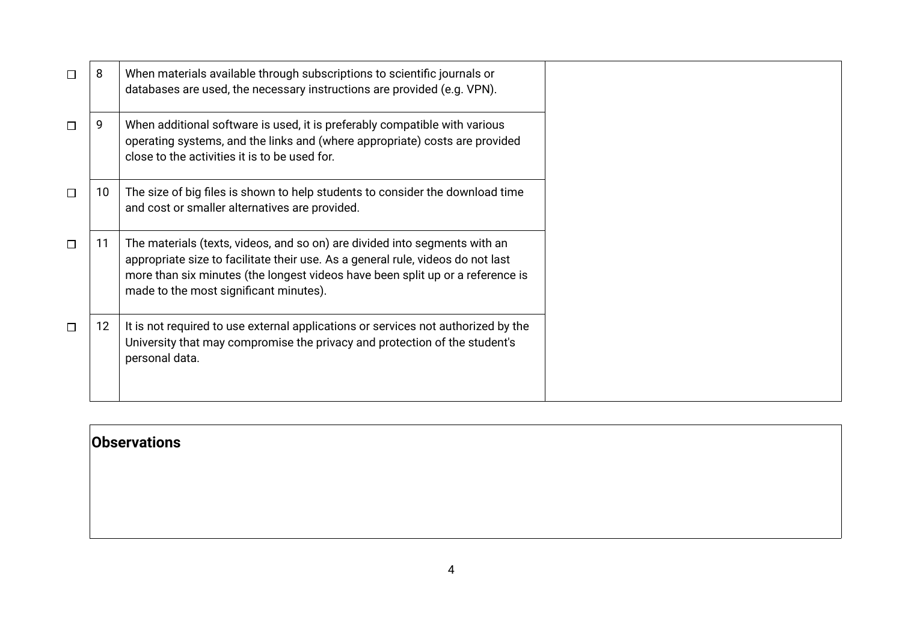| | | | |
|---|---|---|---|
| ☐ | 8 | When materials available through subscriptions to scientific journals or databases are used, the necessary instructions are provided (e.g. VPN). | |
| ☐ | 9 | When additional software is used, it is preferably compatible with various operating systems, and the links and (where appropriate) costs are provided close to the activities it is to be used for. | |
| ☐ | 10 | The size of big files is shown to help students to consider the download time and cost or smaller alternatives are provided. | |
| ☐ | 11 | The materials (texts, videos, and so on) are divided into segments with an appropriate size to facilitate their use. As a general rule, videos do not last more than six minutes (the longest videos have been split up or a reference is made to the most significant minutes). | |
| ☐ | 12 | It is not required to use external applications or services not authorized by the University that may compromise the privacy and protection of the student's personal data. | |

| **Observations** |
|---|
| |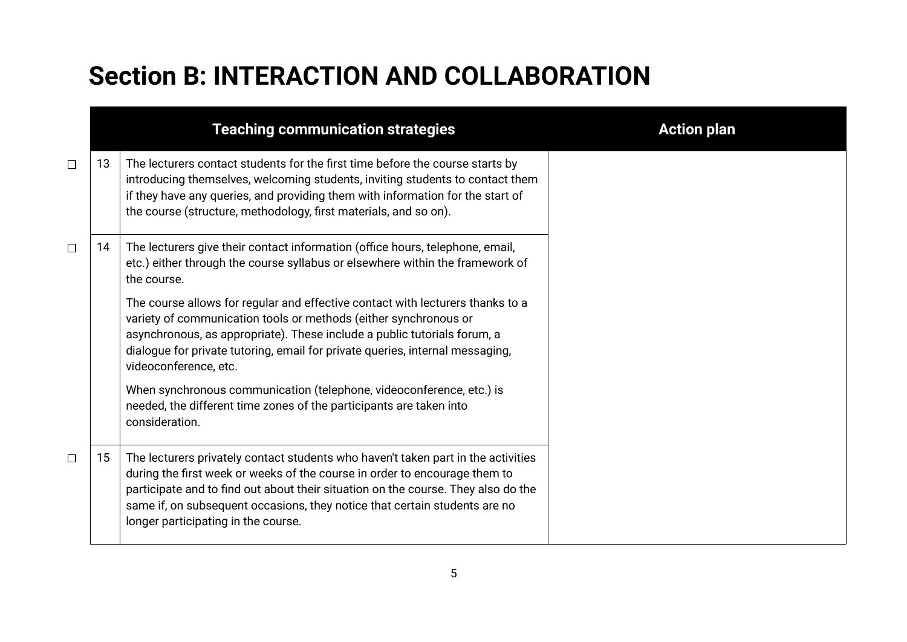# Section B: INTERACTION AND COLLABORATION

| | | Teaching communication strategies | Action plan |
|---|---|---|---|
| ☐ | 13 | The lecturers contact students for the first time before the course starts by introducing themselves, welcoming students, inviting students to contact them if they have any queries, and providing them with information for the start of the course (structure, methodology, first materials, and so on). | |
| ☐ | 14 | The lecturers give their contact information (office hours, telephone, email, etc.) either through the course syllabus or elsewhere within the framework of the course.<br><br>The course allows for regular and effective contact with lecturers thanks to a variety of communication tools or methods (either synchronous or asynchronous, as appropriate). These include a public tutorials forum, a dialogue for private tutoring, email for private queries, internal messaging, videoconference, etc.<br><br>When synchronous communication (telephone, videoconference, etc.) is needed, the different time zones of the participants are taken into consideration. | |
| ☐ | 15 | The lecturers privately contact students who haven't taken part in the activities during the first week or weeks of the course in order to encourage them to participate and to find out about their situation on the course. They also do the same if, on subsequent occasions, they notice that certain students are no longer participating in the course. | |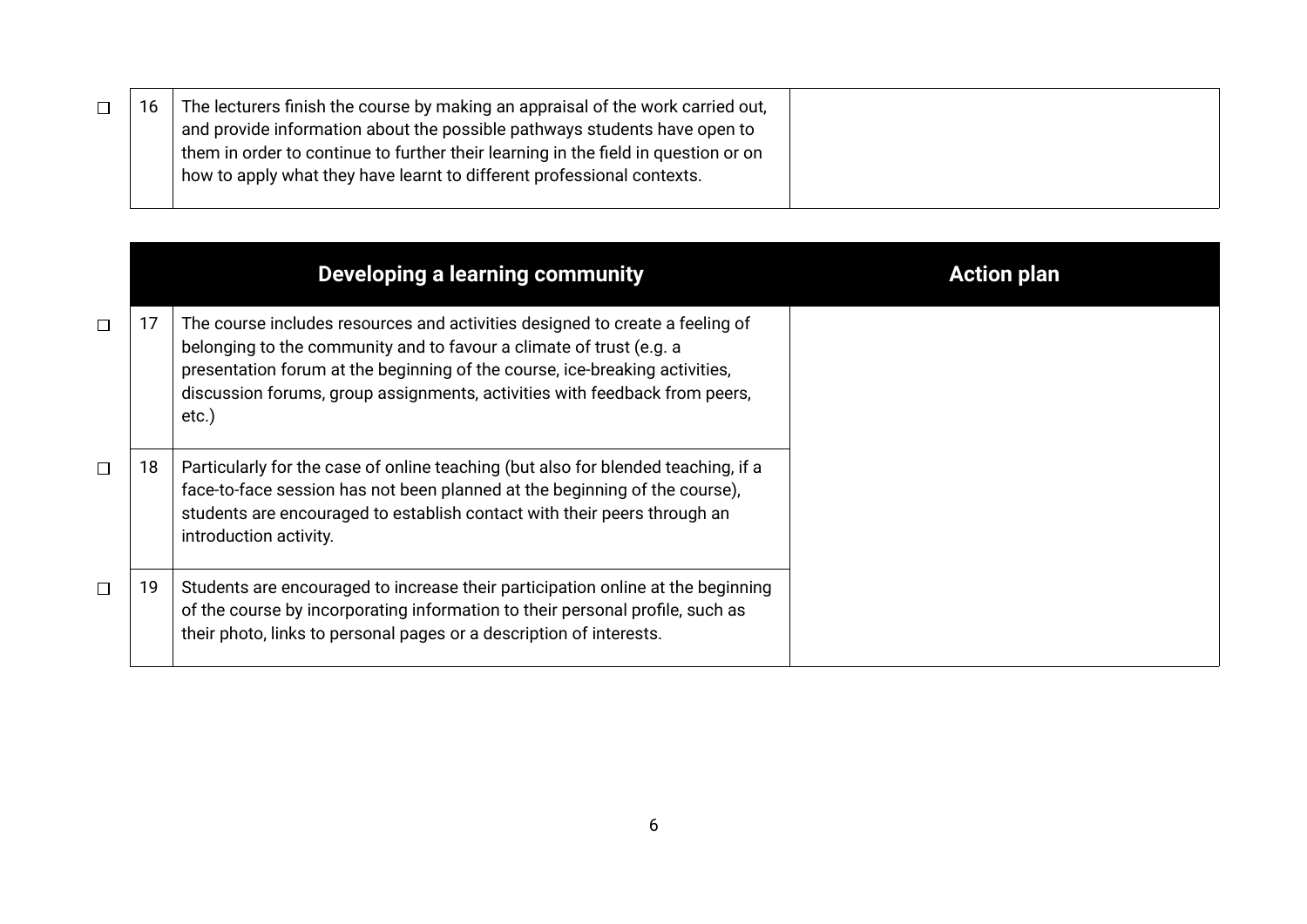| | | | |
|---|---|---|---|
| ☐ | 16 | The lecturers finish the course by making an appraisal of the work carried out, and provide information about the possible pathways students have open to them in order to continue to further their learning in the field in question or on how to apply what they have learnt to different professional contexts. | |

| | | Developing a learning community | Action plan |
|---|---|---|---|
| ☐ | 17 | The course includes resources and activities designed to create a feeling of belonging to the community and to favour a climate of trust (e.g. a presentation forum at the beginning of the course, ice-breaking activities, discussion forums, group assignments, activities with feedback from peers, etc.) | |
| ☐ | 18 | Particularly for the case of online teaching (but also for blended teaching, if a face-to-face session has not been planned at the beginning of the course), students are encouraged to establish contact with their peers through an introduction activity. | |
| ☐ | 19 | Students are encouraged to increase their participation online at the beginning of the course by incorporating information to their personal profile, such as their photo, links to personal pages or a description of interests. | |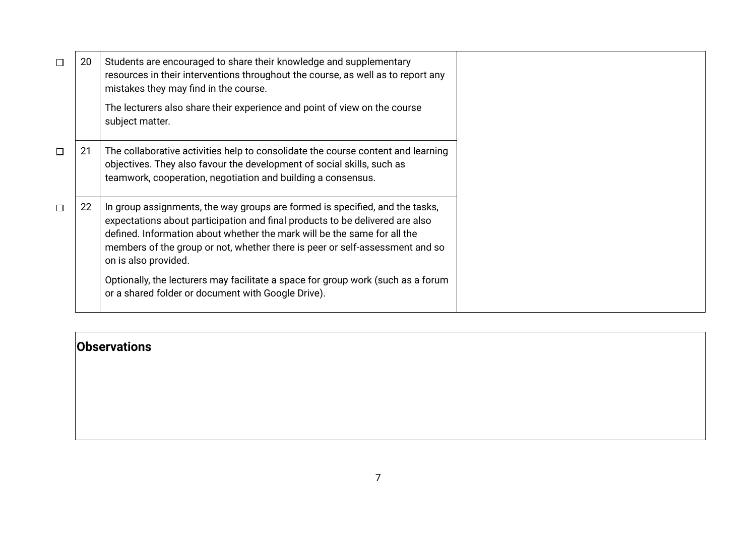| | | | |
|---|---|---|---|
| ☐ | 20 | Students are encouraged to share their knowledge and supplementary resources in their interventions throughout the course, as well as to report any mistakes they may find in the course.<br><br>The lecturers also share their experience and point of view on the course subject matter. | |
| ☐ | 21 | The collaborative activities help to consolidate the course content and learning objectives. They also favour the development of social skills, such as teamwork, cooperation, negotiation and building a consensus. | |
| ☐ | 22 | In group assignments, the way groups are formed is specified, and the tasks, expectations about participation and final products to be delivered are also defined. Information about whether the mark will be the same for all the members of the group or not, whether there is peer or self-assessment and so on is also provided.<br><br>Optionally, the lecturers may facilitate a space for group work (such as a forum or a shared folder or document with Google Drive). | |

| **Observations** |
|---|
| |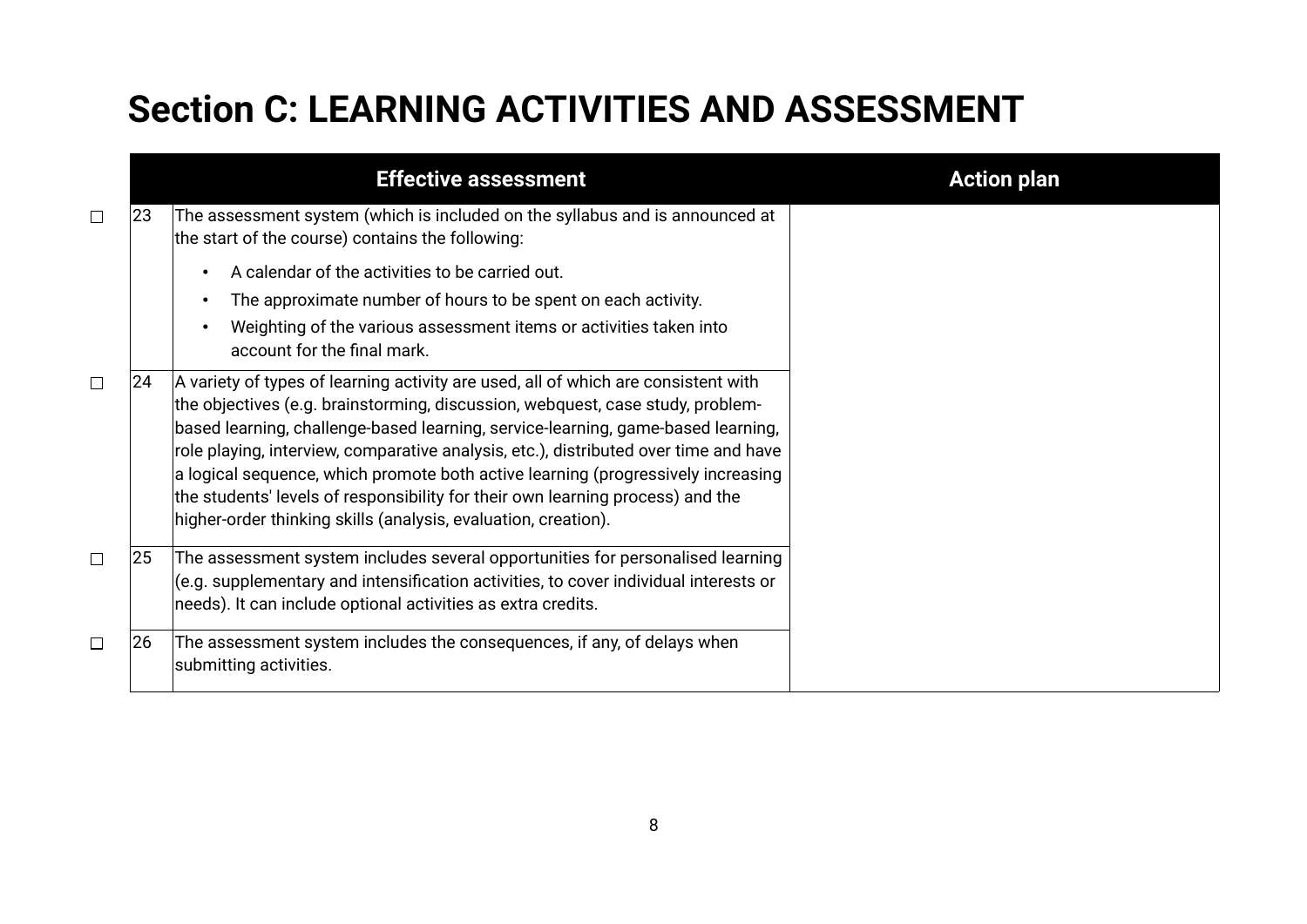# Section C: LEARNING ACTIVITIES AND ASSESSMENT

| | | Effective assessment | Action plan |
|---|---|---|---|
| ☐ | 23 | The assessment system (which is included on the syllabus and is announced at the start of the course) contains the following:<br>• A calendar of the activities to be carried out.<br>• The approximate number of hours to be spent on each activity.<br>• Weighting of the various assessment items or activities taken into account for the final mark. | |
| ☐ | 24 | A variety of types of learning activity are used, all of which are consistent with the objectives (e.g. brainstorming, discussion, webquest, case study, problem-based learning, challenge-based learning, service-learning, game-based learning, role playing, interview, comparative analysis, etc.), distributed over time and have a logical sequence, which promote both active learning (progressively increasing the students' levels of responsibility for their own learning process) and the higher-order thinking skills (analysis, evaluation, creation). | |
| ☐ | 25 | The assessment system includes several opportunities for personalised learning (e.g. supplementary and intensification activities, to cover individual interests or needs). It can include optional activities as extra credits. | |
| ☐ | 26 | The assessment system includes the consequences, if any, of delays when submitting activities. | |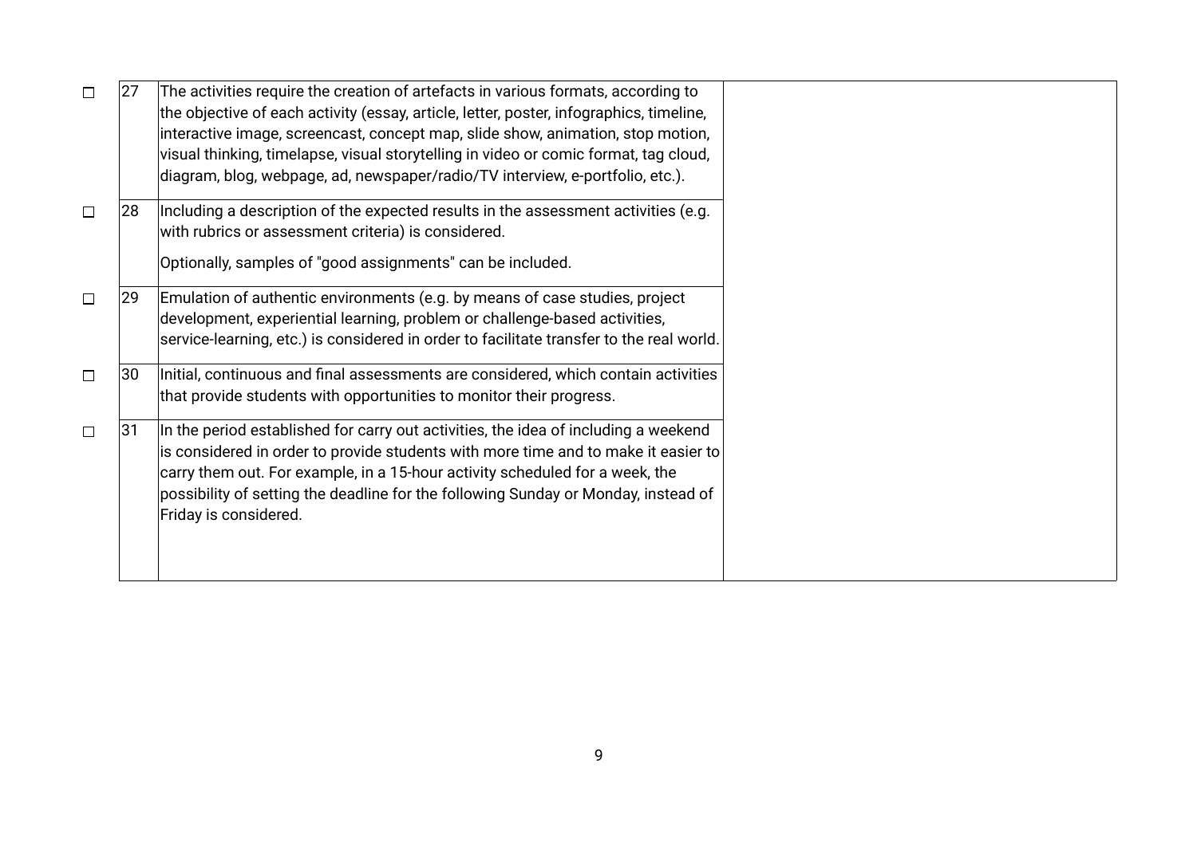| | | | |
|---|---|---|---|
| ☐ | 27 | The activities require the creation of artefacts in various formats, according to the objective of each activity (essay, article, letter, poster, infographics, timeline, interactive image, screencast, concept map, slide show, animation, stop motion, visual thinking, timelapse, visual storytelling in video or comic format, tag cloud, diagram, blog, webpage, ad, newspaper/radio/TV interview, e-portfolio, etc.). | |
| ☐ | 28 | Including a description of the expected results in the assessment activities (e.g. with rubrics or assessment criteria) is considered.<br><br>Optionally, samples of "good assignments" can be included. | |
| ☐ | 29 | Emulation of authentic environments (e.g. by means of case studies, project development, experiential learning, problem or challenge-based activities, service-learning, etc.) is considered in order to facilitate transfer to the real world. | |
| ☐ | 30 | Initial, continuous and final assessments are considered, which contain activities that provide students with opportunities to monitor their progress. | |
| ☐ | 31 | In the period established for carry out activities, the idea of including a weekend is considered in order to provide students with more time and to make it easier to carry them out. For example, in a 15-hour activity scheduled for a week, the possibility of setting the deadline for the following Sunday or Monday, instead of Friday is considered. | |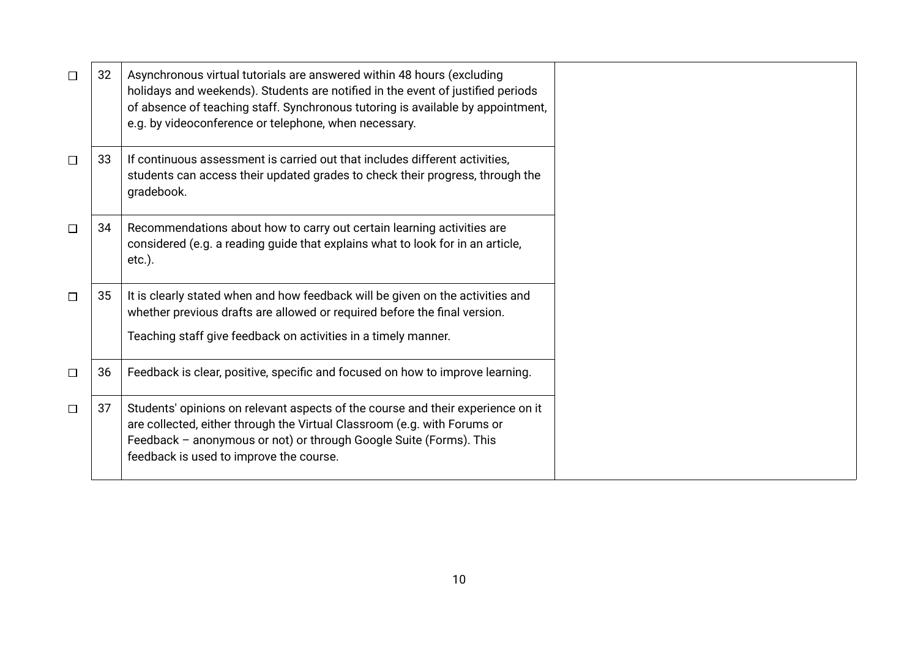| | | | |
|---|---|---|---|
| ☐ | 32 | Asynchronous virtual tutorials are answered within 48 hours (excluding holidays and weekends). Students are notified in the event of justified periods of absence of teaching staff. Synchronous tutoring is available by appointment, e.g. by videoconference or telephone, when necessary. | |
| ☐ | 33 | If continuous assessment is carried out that includes different activities, students can access their updated grades to check their progress, through the gradebook. | |
| ☐ | 34 | Recommendations about how to carry out certain learning activities are considered (e.g. a reading guide that explains what to look for in an article, etc.). | |
| ☐ | 35 | It is clearly stated when and how feedback will be given on the activities and whether previous drafts are allowed or required before the final version.<br><br>Teaching staff give feedback on activities in a timely manner. | |
| ☐ | 36 | Feedback is clear, positive, specific and focused on how to improve learning. | |
| ☐ | 37 | Students' opinions on relevant aspects of the course and their experience on it are collected, either through the Virtual Classroom (e.g. with Forums or Feedback – anonymous or not) or through Google Suite (Forms). This feedback is used to improve the course. | |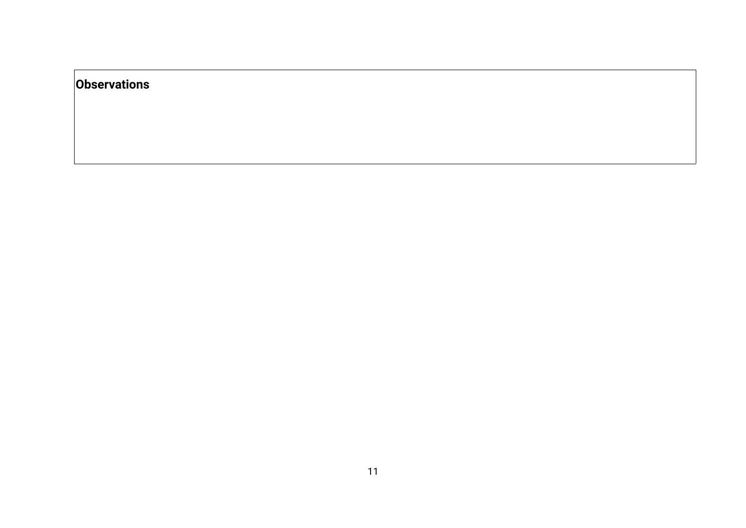| **Observations** |
| --- |
| |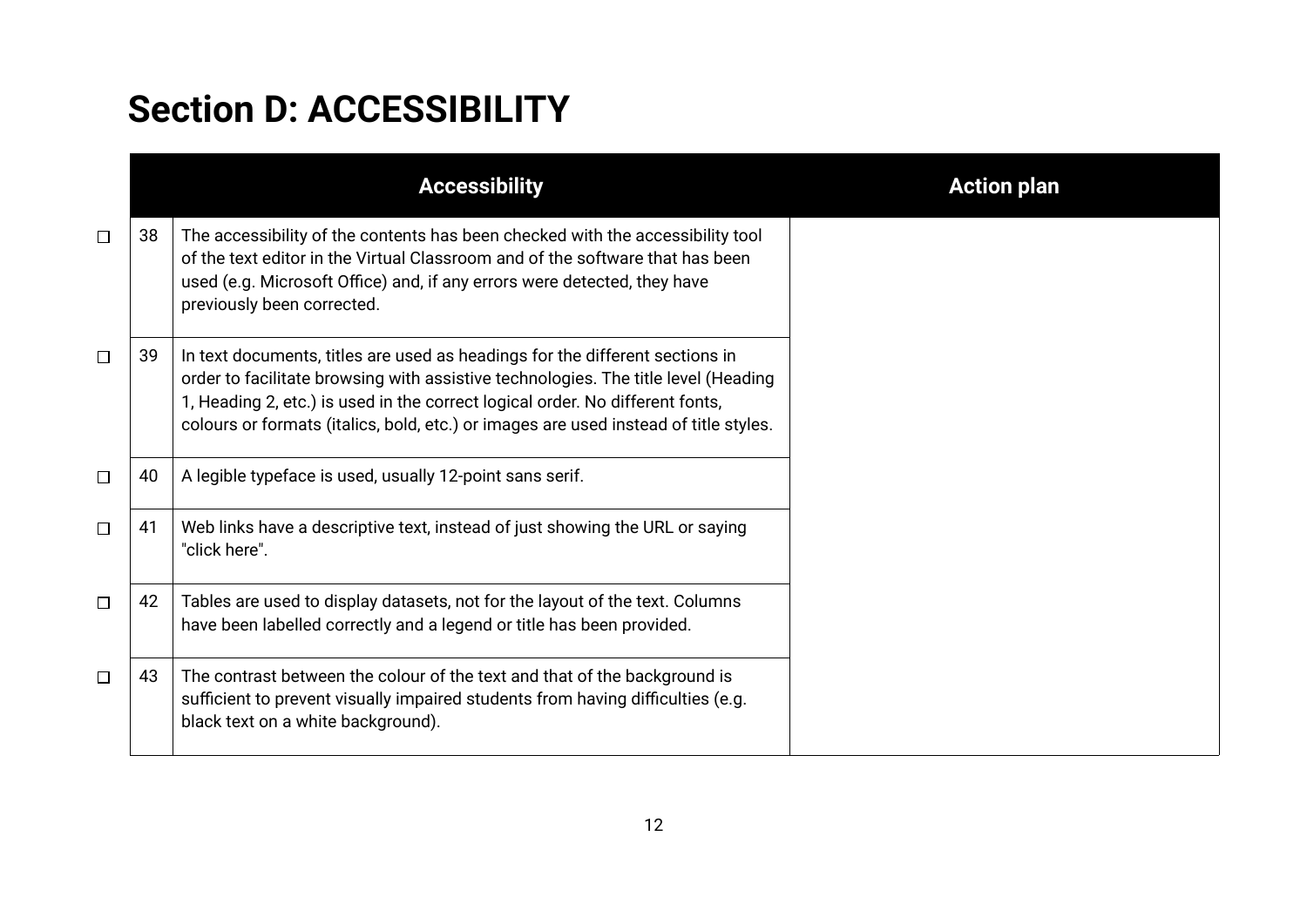# Section D: ACCESSIBILITY

| | | Accessibility | Action plan |
|---|---|---|---|
| ☐ | 38 | The accessibility of the contents has been checked with the accessibility tool of the text editor in the Virtual Classroom and of the software that has been used (e.g. Microsoft Office) and, if any errors were detected, they have previously been corrected. | |
| ☐ | 39 | In text documents, titles are used as headings for the different sections in order to facilitate browsing with assistive technologies. The title level (Heading 1, Heading 2, etc.) is used in the correct logical order. No different fonts, colours or formats (italics, bold, etc.) or images are used instead of title styles. | |
| ☐ | 40 | A legible typeface is used, usually 12-point sans serif. | |
| ☐ | 41 | Web links have a descriptive text, instead of just showing the URL or saying "click here". | |
| ☐ | 42 | Tables are used to display datasets, not for the layout of the text. Columns have been labelled correctly and a legend or title has been provided. | |
| ☐ | 43 | The contrast between the colour of the text and that of the background is sufficient to prevent visually impaired students from having difficulties (e.g. black text on a white background). | |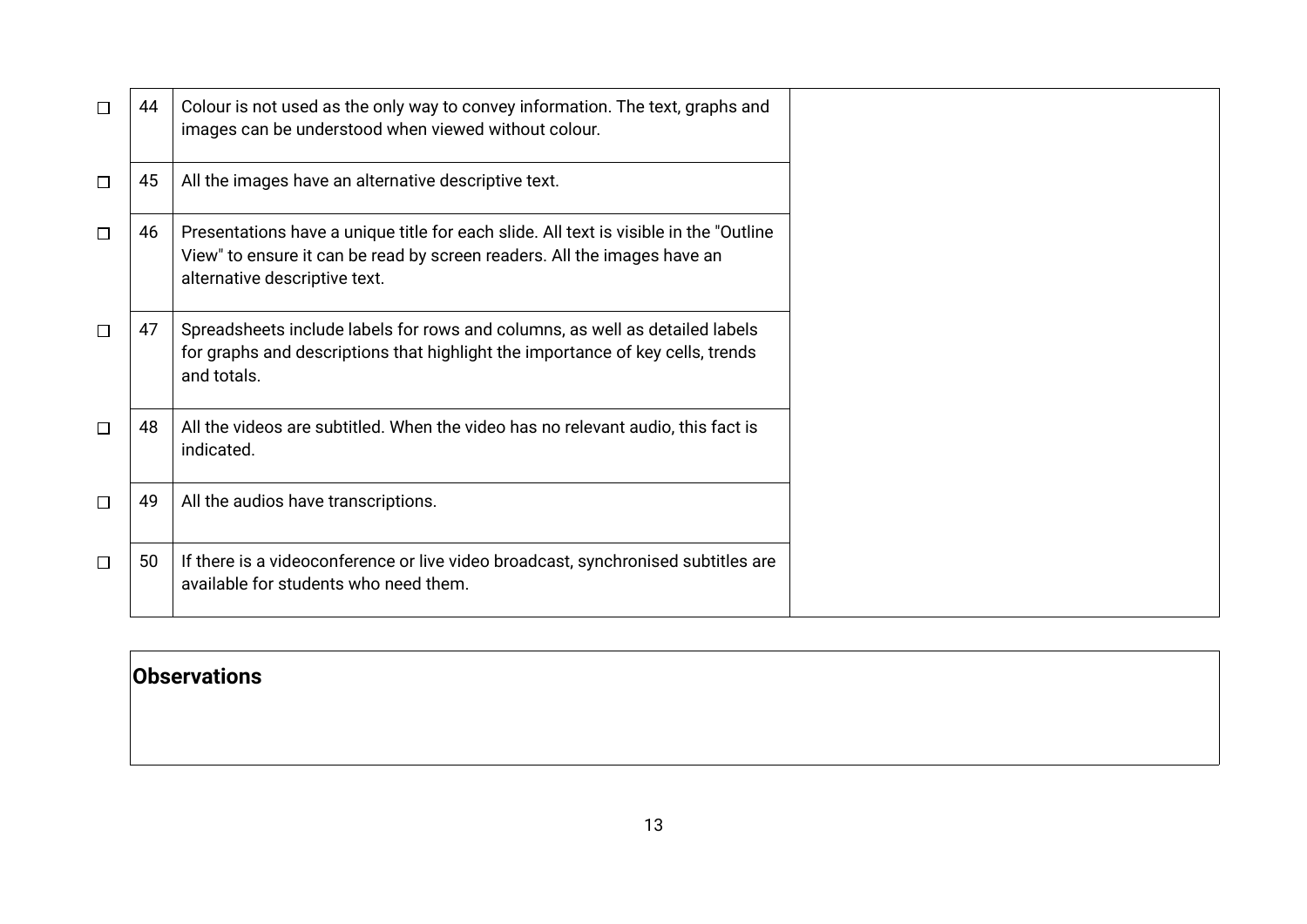| | | | |
|---|---|---|---|
| ☐ | 44 | Colour is not used as the only way to convey information. The text, graphs and images can be understood when viewed without colour. | |
| ☐ | 45 | All the images have an alternative descriptive text. | |
| ☐ | 46 | Presentations have a unique title for each slide. All text is visible in the "Outline View" to ensure it can be read by screen readers. All the images have an alternative descriptive text. | |
| ☐ | 47 | Spreadsheets include labels for rows and columns, as well as detailed labels for graphs and descriptions that highlight the importance of key cells, trends and totals. | |
| ☐ | 48 | All the videos are subtitled. When the video has no relevant audio, this fact is indicated. | |
| ☐ | 49 | All the audios have transcriptions. | |
| ☐ | 50 | If there is a videoconference or live video broadcast, synchronised subtitles are available for students who need them. | |

| **Observations** |
|---|
| |